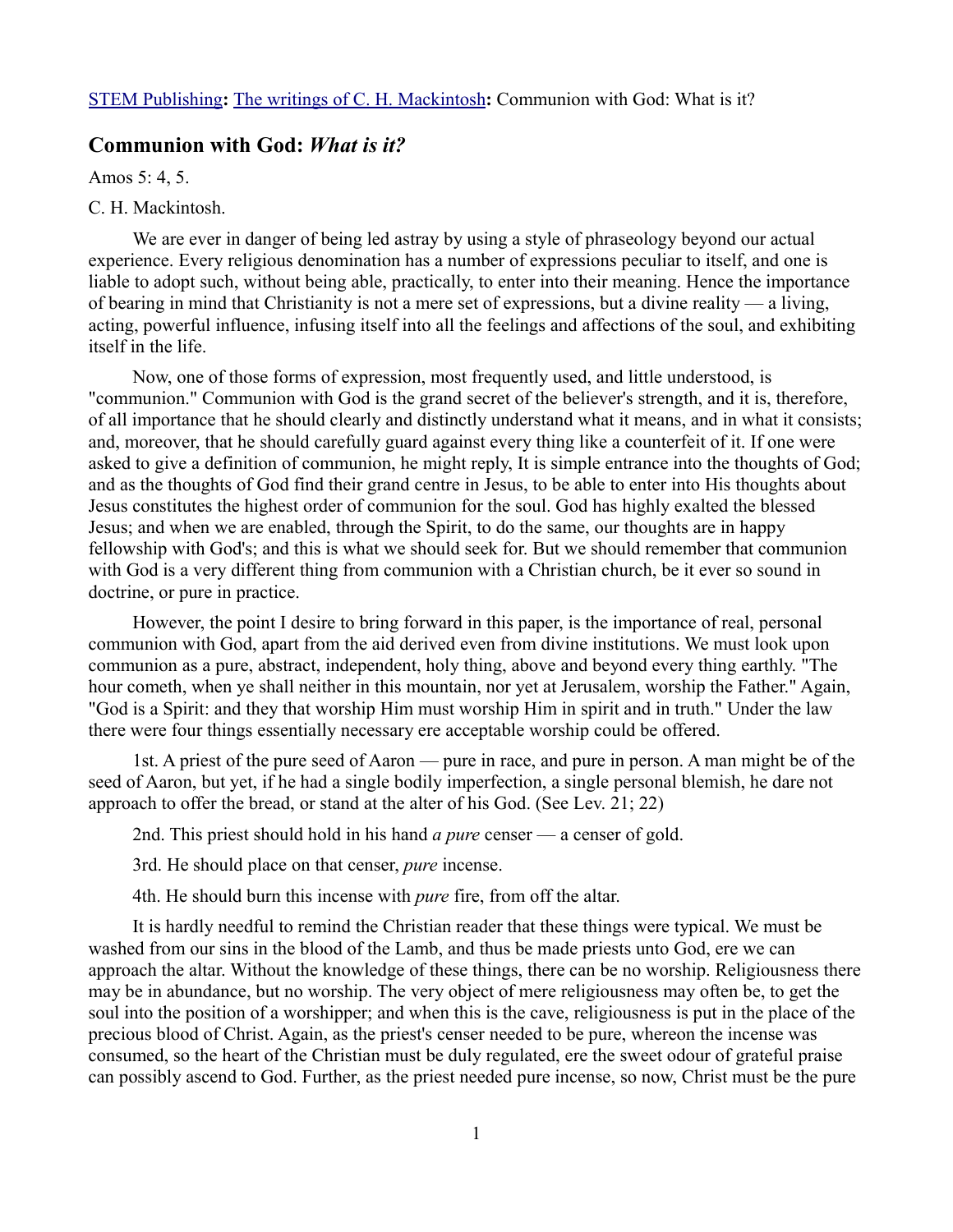STEM Publishing**:** The writings of C. H. Mackintosh**:** Communion with God: What is it?

## Communion with God: *What is it?*

Amos 5: 4, 5.

C. H. Mackintosh.

We are ever in danger of being led astray by using a style of phraseology beyond our actual experience. Every religious denomination has a number of expressions peculiar to itself, and one is liable to adopt such, without being able, practically, to enter into their meaning. Hence the importance of bearing in mind that Christianity is not a mere set of expressions, but a divine reality — a living, acting, powerful influence, infusing itself into all the feelings and affections of the soul, and exhibiting itself in the life.

Now, one of those forms of expression, most frequently used, and little understood, is "communion." Communion with God is the grand secret of the believer's strength, and it is, therefore, of all importance that he should clearly and distinctly understand what it means, and in what it consists; and, moreover, that he should carefully guard against every thing like a counterfeit of it. If one were asked to give a definition of communion, he might reply, It is simple entrance into the thoughts of God; and as the thoughts of God find their grand centre in Jesus, to be able to enter into His thoughts about Jesus constitutes the highest order of communion for the soul. God has highly exalted the blessed Jesus; and when we are enabled, through the Spirit, to do the same, our thoughts are in happy fellowship with God's; and this is what we should seek for. But we should remember that communion with God is a very different thing from communion with a Christian church, be it ever so sound in doctrine, or pure in practice.

However, the point I desire to bring forward in this paper, is the importance of real, personal communion with God, apart from the aid derived even from divine institutions. We must look upon communion as a pure, abstract, independent, holy thing, above and beyond every thing earthly. "The hour cometh, when ye shall neither in this mountain, nor yet at Jerusalem, worship the Father." Again, "God is a Spirit: and they that worship Him must worship Him in spirit and in truth." Under the law there were four things essentially necessary ere acceptable worship could be offered.

1st. A priest of the pure seed of Aaron — pure in race, and pure in person. A man might be of the seed of Aaron, but yet, if he had a single bodily imperfection, a single personal blemish, he dare not approach to offer the bread, or stand at the alter of his God. (See Lev. 21; 22)

2nd. This priest should hold in his hand *a pure* censer — a censer of gold.

3rd. He should place on that censer, *pure* incense.

4th. He should burn this incense with *pure* fire, from off the altar.

It is hardly needful to remind the Christian reader that these things were typical. We must be washed from our sins in the blood of the Lamb, and thus be made priests unto God, ere we can approach the altar. Without the knowledge of these things, there can be no worship. Religiousness there may be in abundance, but no worship. The very object of mere religiousness may often be, to get the soul into the position of a worshipper; and when this is the cave, religiousness is put in the place of the precious blood of Christ. Again, as the priest's censer needed to be pure, whereon the incense was consumed, so the heart of the Christian must be duly regulated, ere the sweet odour of grateful praise can possibly ascend to God. Further, as the priest needed pure incense, so now, Christ must be the pure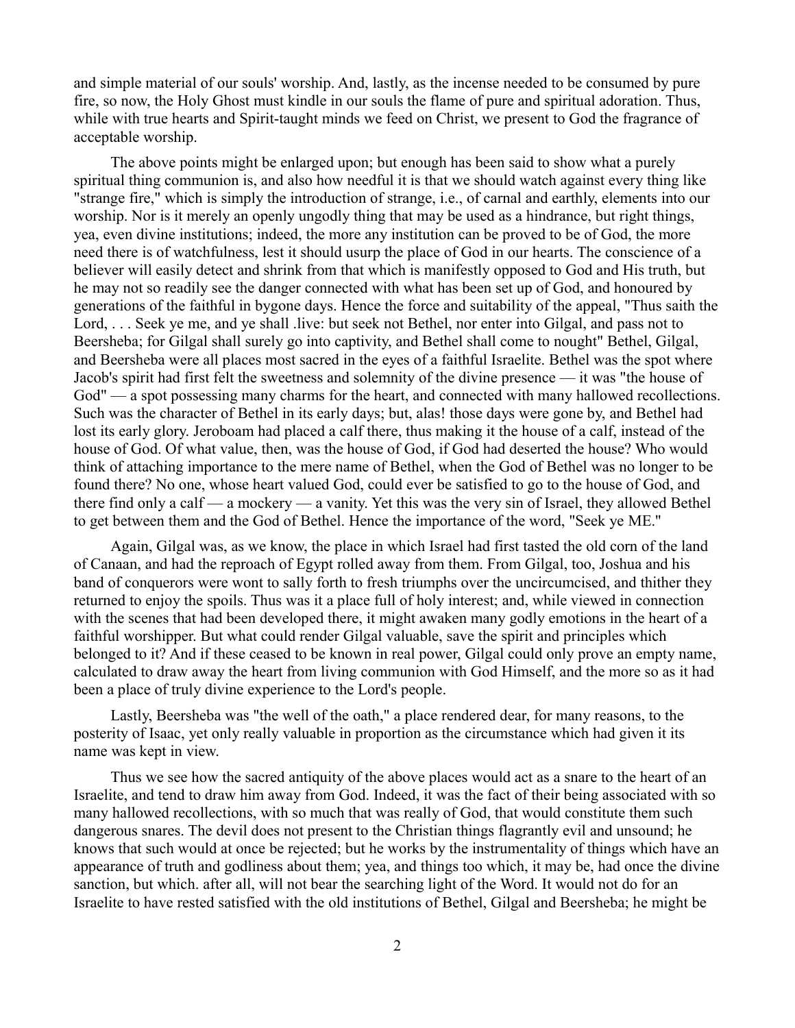and simple material of our souls' worship. And, lastly, as the incense needed to be consumed by pure fire, so now, the Holy Ghost must kindle in our souls the flame of pure and spiritual adoration. Thus, while with true hearts and Spirit-taught minds we feed on Christ, we present to God the fragrance of acceptable worship.

The above points might be enlarged upon; but enough has been said to show what a purely spiritual thing communion is, and also how needful it is that we should watch against every thing like "strange fire," which is simply the introduction of strange, i.e., of carnal and earthly, elements into our worship. Nor is it merely an openly ungodly thing that may be used as a hindrance, but right things, yea, even divine institutions; indeed, the more any institution can be proved to be of God, the more need there is of watchfulness, lest it should usurp the place of God in our hearts. The conscience of a believer will easily detect and shrink from that which is manifestly opposed to God and His truth, but he may not so readily see the danger connected with what has been set up of God, and honoured by generations of the faithful in bygone days. Hence the force and suitability of the appeal, "Thus saith the Lord, . . . Seek ye me, and ye shall .live: but seek not Bethel, nor enter into Gilgal, and pass not to Beersheba; for Gilgal shall surely go into captivity, and Bethel shall come to nought" Bethel, Gilgal, and Beersheba were all places most sacred in the eyes of a faithful Israelite. Bethel was the spot where Jacob's spirit had first felt the sweetness and solemnity of the divine presence — it was "the house of God" — a spot possessing many charms for the heart, and connected with many hallowed recollections. Such was the character of Bethel in its early days; but, alas! those days were gone by, and Bethel had lost its early glory. Jeroboam had placed a calf there, thus making it the house of a calf, instead of the house of God. Of what value, then, was the house of God, if God had deserted the house? Who would think of attaching importance to the mere name of Bethel, when the God of Bethel was no longer to be found there? No one, whose heart valued God, could ever be satisfied to go to the house of God, and there find only a calf — a mockery — a vanity. Yet this was the very sin of Israel, they allowed Bethel to get between them and the God of Bethel. Hence the importance of the word, "Seek ye ME."

Again, Gilgal was, as we know, the place in which Israel had first tasted the old corn of the land of Canaan, and had the reproach of Egypt rolled away from them. From Gilgal, too, Joshua and his band of conquerors were wont to sally forth to fresh triumphs over the uncircumcised, and thither they returned to enjoy the spoils. Thus was it a place full of holy interest; and, while viewed in connection with the scenes that had been developed there, it might awaken many godly emotions in the heart of a faithful worshipper. But what could render Gilgal valuable, save the spirit and principles which belonged to it? And if these ceased to be known in real power, Gilgal could only prove an empty name, calculated to draw away the heart from living communion with God Himself, and the more so as it had been a place of truly divine experience to the Lord's people.

Lastly, Beersheba was "the well of the oath," a place rendered dear, for many reasons, to the posterity of Isaac, yet only really valuable in proportion as the circumstance which had given it its name was kept in view.

Thus we see how the sacred antiquity of the above places would act as a snare to the heart of an Israelite, and tend to draw him away from God. Indeed, it was the fact of their being associated with so many hallowed recollections, with so much that was really of God, that would constitute them such dangerous snares. The devil does not present to the Christian things flagrantly evil and unsound; he knows that such would at once be rejected; but he works by the instrumentality of things which have an appearance of truth and godliness about them; yea, and things too which, it may be, had once the divine sanction, but which. after all, will not bear the searching light of the Word. It would not do for an Israelite to have rested satisfied with the old institutions of Bethel, Gilgal and Beersheba; he might be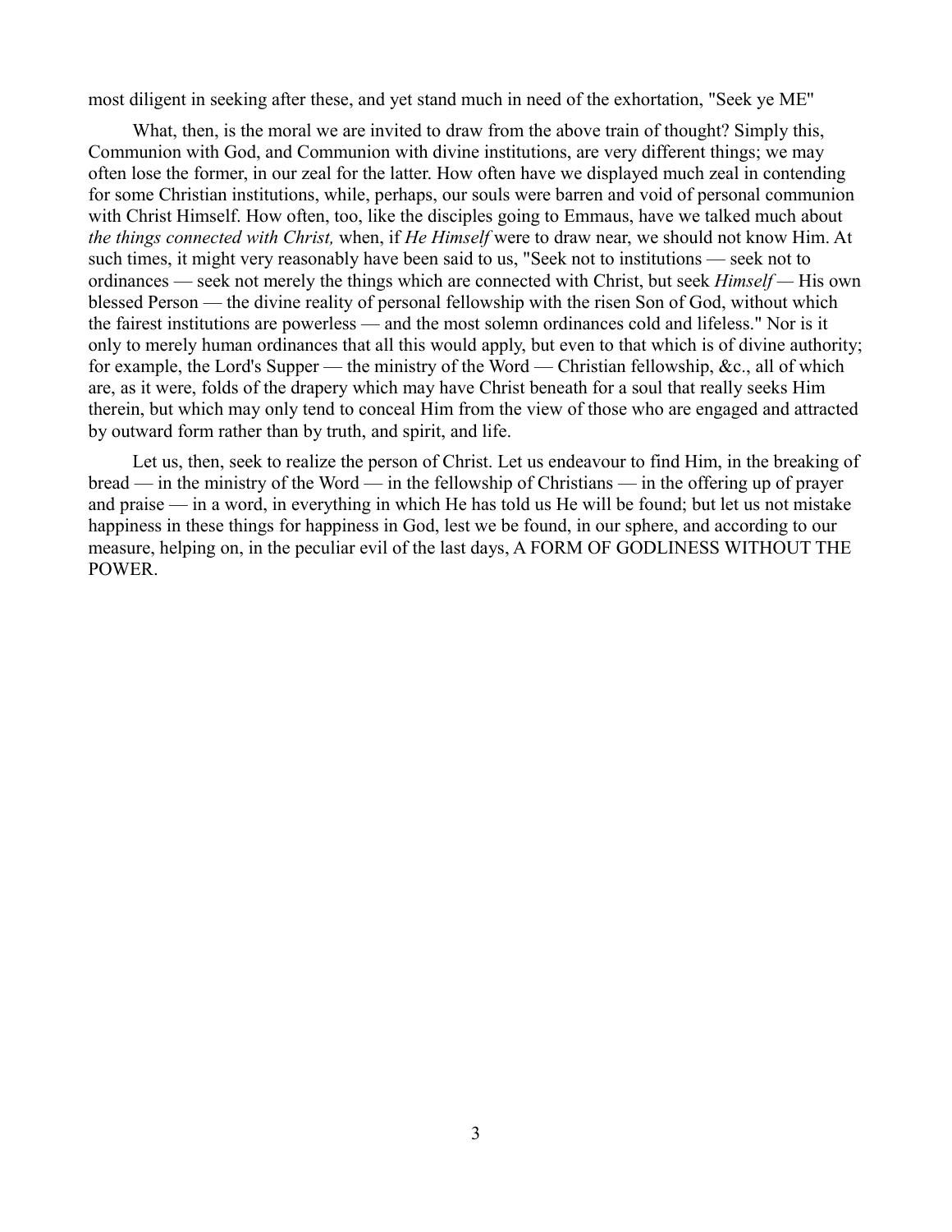most diligent in seeking after these, and yet stand much in need of the exhortation, "Seek ye ME"

What, then, is the moral we are invited to draw from the above train of thought? Simply this, Communion with God, and Communion with divine institutions, are very different things; we may often lose the former, in our zeal for the latter. How often have we displayed much zeal in contending for some Christian institutions, while, perhaps, our souls were barren and void of personal communion with Christ Himself. How often, too, like the disciples going to Emmaus, have we talked much about *the things connected with Christ,* when, if *He Himself* were to draw near, we should not know Him. At such times, it might very reasonably have been said to us, "Seek not to institutions — seek not to ordinances — seek not merely the things which are connected with Christ, but seek *Himself* — His own blessed Person — the divine reality of personal fellowship with the risen Son of God, without which the fairest institutions are powerless — and the most solemn ordinances cold and lifeless." Nor is it only to merely human ordinances that all this would apply, but even to that which is of divine authority; for example, the Lord's Supper — the ministry of the Word — Christian fellowship, &c., all of which are, as it were, folds of the drapery which may have Christ beneath for a soul that really seeks Him therein, but which may only tend to conceal Him from the view of those who are engaged and attracted by outward form rather than by truth, and spirit, and life.

Let us, then, seek to realize the person of Christ. Let us endeavour to find Him, in the breaking of bread — in the ministry of the Word — in the fellowship of Christians — in the offering up of prayer and praise — in a word, in everything in which He has told us He will be found; but let us not mistake happiness in these things for happiness in God, lest we be found, in our sphere, and according to our measure, helping on, in the peculiar evil of the last days, A FORM OF GODLINESS WITHOUT THE POWER.